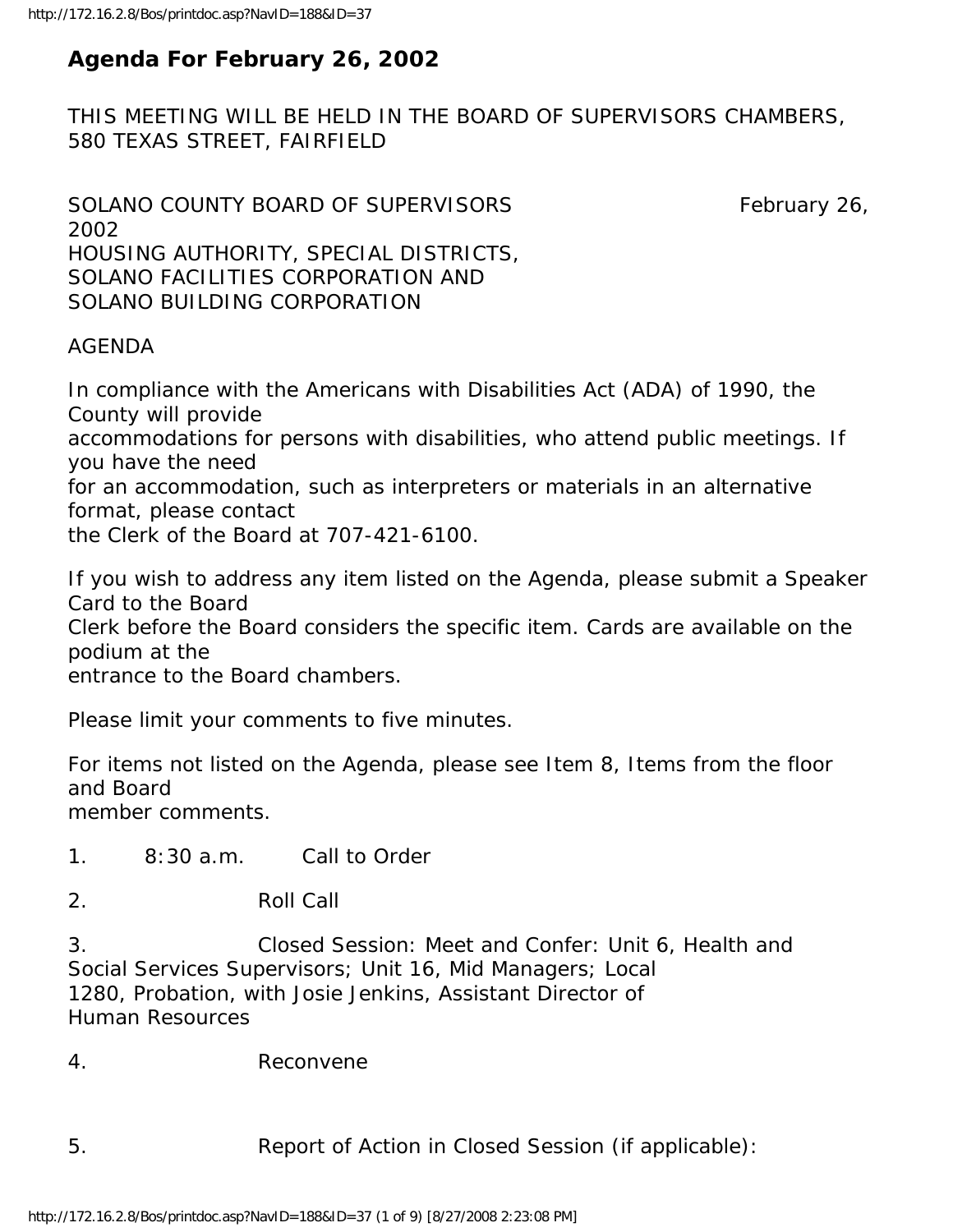# Agenda For February 26, 2002

THIS MEETING WILL BE HELD IN THE BOARD OF SUPERVISORS CHAMBERS, 580 TEXAS STREET, FAIRFIELD

SOLANO COUNTY BOARD OF SUPERVISORS February 26, 2002
HOUSING AUTHORITY, SPECIAL DISTRICTS,
SOLANO FACILITIES CORPORATION AND
SOLANO BUILDING CORPORATION

AGENDA

In compliance with the Americans with Disabilities Act (ADA) of 1990, the County will provide accommodations for persons with disabilities, who attend public meetings. If you have the need for an accommodation, such as interpreters or materials in an alternative format, please contact the Clerk of the Board at 707-421-6100.

If you wish to address any item listed on the Agenda, please submit a Speaker Card to the Board Clerk before the Board considers the specific item. Cards are available on the podium at the entrance to the Board chambers.

Please limit your comments to five minutes.

For items not listed on the Agenda, please see Item 8, Items from the floor and Board member comments.

1. 8:30 a.m. Call to Order

2. Roll Call

3. Closed Session: Meet and Confer: Unit 6, Health and Social Services Supervisors; Unit 16, Mid Managers; Local 1280, Probation, with Josie Jenkins, Assistant Director of Human Resources

4. Reconvene

5. Report of Action in Closed Session (if applicable):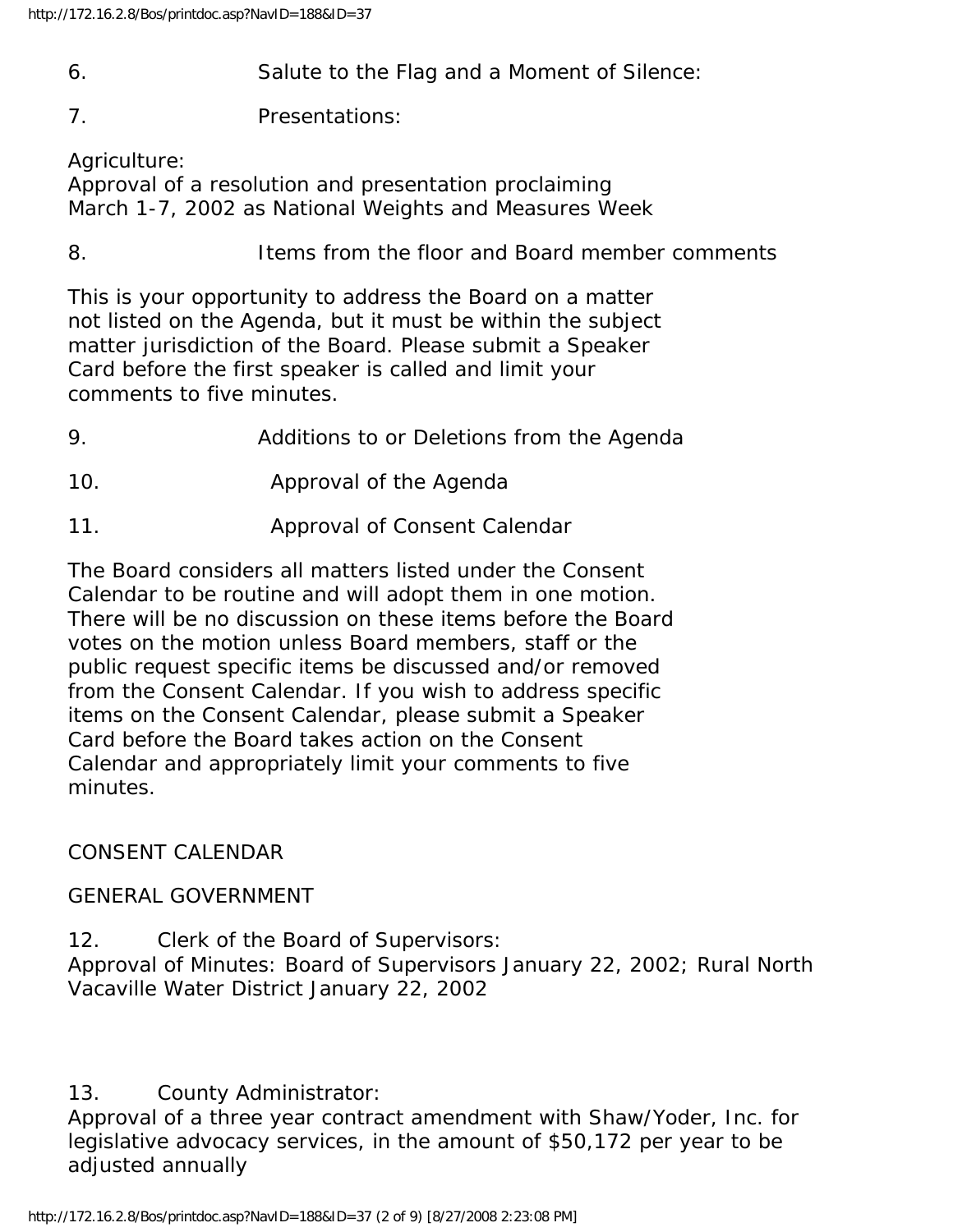6. Salute to the Flag and a Moment of Silence:

7. Presentations:

Agriculture:
Approval of a resolution and presentation proclaiming March 1-7, 2002 as National Weights and Measures Week

8. Items from the floor and Board member comments

This is your opportunity to address the Board on a matter not listed on the Agenda, but it must be within the subject matter jurisdiction of the Board. Please submit a Speaker Card before the first speaker is called and limit your comments to five minutes.

9. Additions to or Deletions from the Agenda

10. Approval of the Agenda

11. Approval of Consent Calendar

The Board considers all matters listed under the Consent Calendar to be routine and will adopt them in one motion. There will be no discussion on these items before the Board votes on the motion unless Board members, staff or the public request specific items be discussed and/or removed from the Consent Calendar. If you wish to address specific items on the Consent Calendar, please submit a Speaker Card before the Board takes action on the Consent Calendar and appropriately limit your comments to five minutes.

CONSENT CALENDAR

GENERAL GOVERNMENT

12. Clerk of the Board of Supervisors:
Approval of Minutes: Board of Supervisors January 22, 2002; Rural North Vacaville Water District January 22, 2002

13. County Administrator:
Approval of a three year contract amendment with Shaw/Yoder, Inc. for legislative advocacy services, in the amount of $50,172 per year to be adjusted annually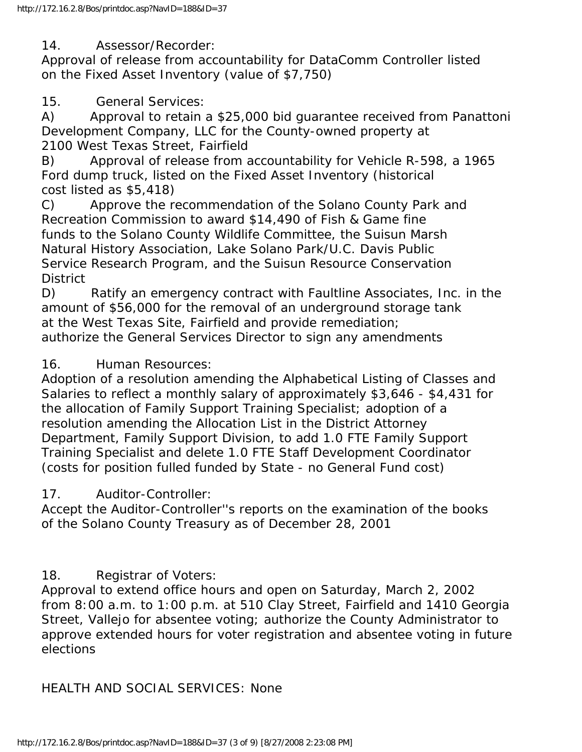14. Assessor/Recorder:
Approval of release from accountability for DataComm Controller listed on the Fixed Asset Inventory (value of $7,750)

15. General Services:
A) Approval to retain a $25,000 bid guarantee received from Panattoni Development Company, LLC for the County-owned property at 2100 West Texas Street, Fairfield
B) Approval of release from accountability for Vehicle R-598, a 1965 Ford dump truck, listed on the Fixed Asset Inventory (historical cost listed as $5,418)
C) Approve the recommendation of the Solano County Park and Recreation Commission to award $14,490 of Fish & Game fine funds to the Solano County Wildlife Committee, the Suisun Marsh Natural History Association, Lake Solano Park/U.C. Davis Public Service Research Program, and the Suisun Resource Conservation District
D) Ratify an emergency contract with Faultline Associates, Inc. in the amount of $56,000 for the removal of an underground storage tank at the West Texas Site, Fairfield and provide remediation; authorize the General Services Director to sign any amendments

16. Human Resources:
Adoption of a resolution amending the Alphabetical Listing of Classes and Salaries to reflect a monthly salary of approximately $3,646 - $4,431 for the allocation of Family Support Training Specialist; adoption of a resolution amending the Allocation List in the District Attorney Department, Family Support Division, to add 1.0 FTE Family Support Training Specialist and delete 1.0 FTE Staff Development Coordinator (costs for position fulled funded by State - no General Fund cost)

17. Auditor-Controller:
Accept the Auditor-Controller''s reports on the examination of the books of the Solano County Treasury as of December 28, 2001

18. Registrar of Voters:
Approval to extend office hours and open on Saturday, March 2, 2002 from 8:00 a.m. to 1:00 p.m. at 510 Clay Street, Fairfield and 1410 Georgia Street, Vallejo for absentee voting; authorize the County Administrator to approve extended hours for voter registration and absentee voting in future elections

HEALTH AND SOCIAL SERVICES: None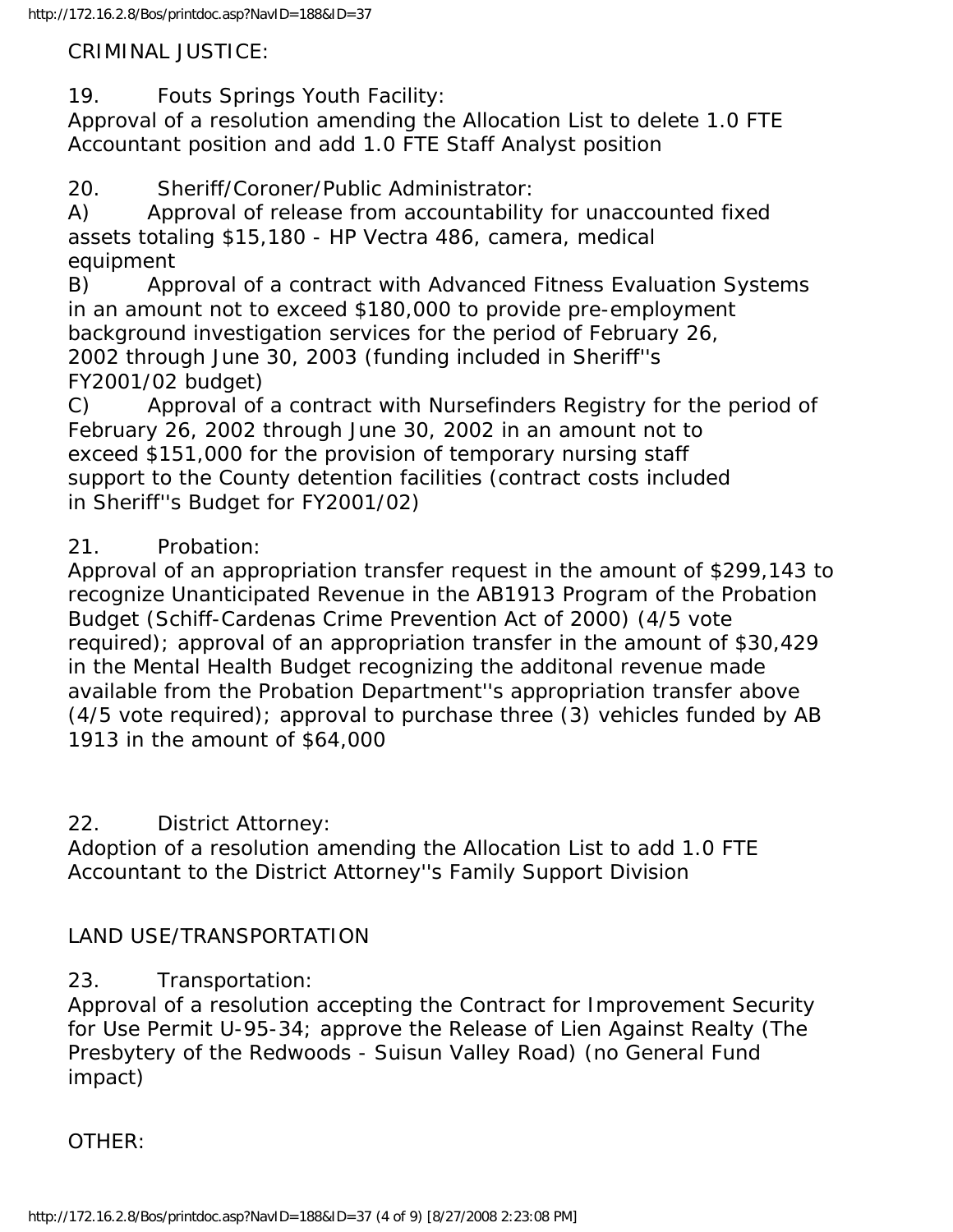CRIMINAL JUSTICE:

19. Fouts Springs Youth Facility:
Approval of a resolution amending the Allocation List to delete 1.0 FTE Accountant position and add 1.0 FTE Staff Analyst position

20. Sheriff/Coroner/Public Administrator:
A) Approval of release from accountability for unaccounted fixed assets totaling $15,180 - HP Vectra 486, camera, medical equipment
B) Approval of a contract with Advanced Fitness Evaluation Systems in an amount not to exceed $180,000 to provide pre-employment background investigation services for the period of February 26, 2002 through June 30, 2003 (funding included in Sheriff''s FY2001/02 budget)
C) Approval of a contract with Nursefinders Registry for the period of February 26, 2002 through June 30, 2002 in an amount not to exceed $151,000 for the provision of temporary nursing staff support to the County detention facilities (contract costs included in Sheriff''s Budget for FY2001/02)

21. Probation:
Approval of an appropriation transfer request in the amount of $299,143 to recognize Unanticipated Revenue in the AB1913 Program of the Probation Budget (Schiff-Cardenas Crime Prevention Act of 2000) (4/5 vote required); approval of an appropriation transfer in the amount of $30,429 in the Mental Health Budget recognizing the additonal revenue made available from the Probation Department''s appropriation transfer above (4/5 vote required); approval to purchase three (3) vehicles funded by AB 1913 in the amount of $64,000

22. District Attorney:
Adoption of a resolution amending the Allocation List to add 1.0 FTE Accountant to the District Attorney''s Family Support Division

LAND USE/TRANSPORTATION

23. Transportation:
Approval of a resolution accepting the Contract for Improvement Security for Use Permit U-95-34; approve the Release of Lien Against Realty (The Presbytery of the Redwoods - Suisun Valley Road) (no General Fund impact)

OTHER: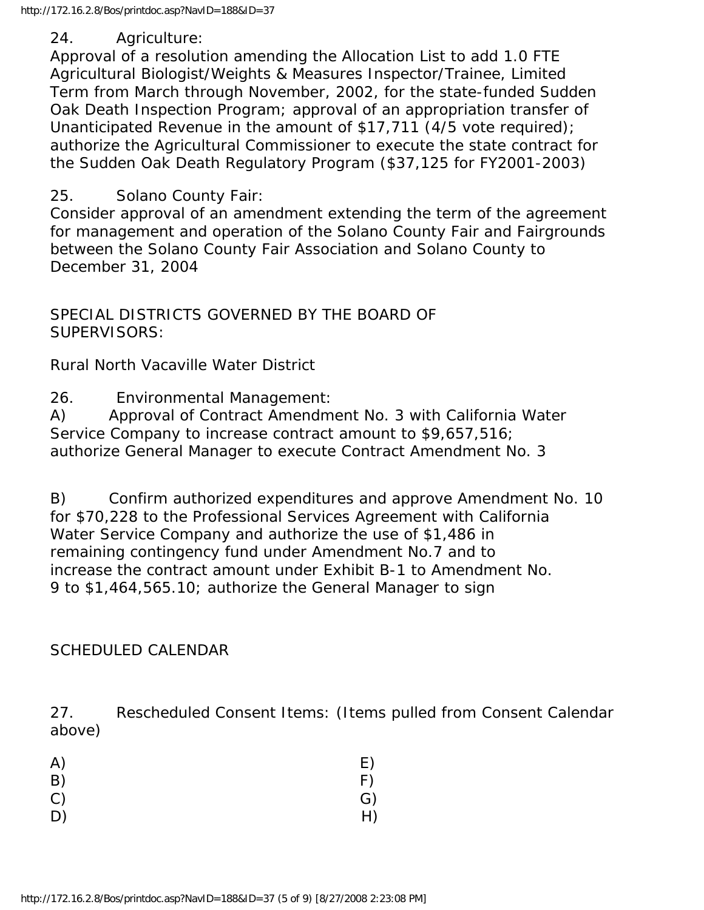24. Agriculture:
Approval of a resolution amending the Allocation List to add 1.0 FTE Agricultural Biologist/Weights & Measures Inspector/Trainee, Limited Term from March through November, 2002, for the state-funded Sudden Oak Death Inspection Program; approval of an appropriation transfer of Unanticipated Revenue in the amount of $17,711 (4/5 vote required); authorize the Agricultural Commissioner to execute the state contract for the Sudden Oak Death Regulatory Program ($37,125 for FY2001-2003)

25. Solano County Fair:
Consider approval of an amendment extending the term of the agreement for management and operation of the Solano County Fair and Fairgrounds between the Solano County Fair Association and Solano County to December 31, 2004

SPECIAL DISTRICTS GOVERNED BY THE BOARD OF SUPERVISORS:

Rural North Vacaville Water District

26. Environmental Management:
A) Approval of Contract Amendment No. 3 with California Water Service Company to increase contract amount to $9,657,516; authorize General Manager to execute Contract Amendment No. 3

B) Confirm authorized expenditures and approve Amendment No. 10 for $70,228 to the Professional Services Agreement with California Water Service Company and authorize the use of $1,486 in remaining contingency fund under Amendment No.7 and to increase the contract amount under Exhibit B-1 to Amendment No. 9 to $1,464,565.10; authorize the General Manager to sign

SCHEDULED CALENDAR

27. Rescheduled Consent Items: (Items pulled from Consent Calendar above)

A) E)
B) F)
C) G)
D) H)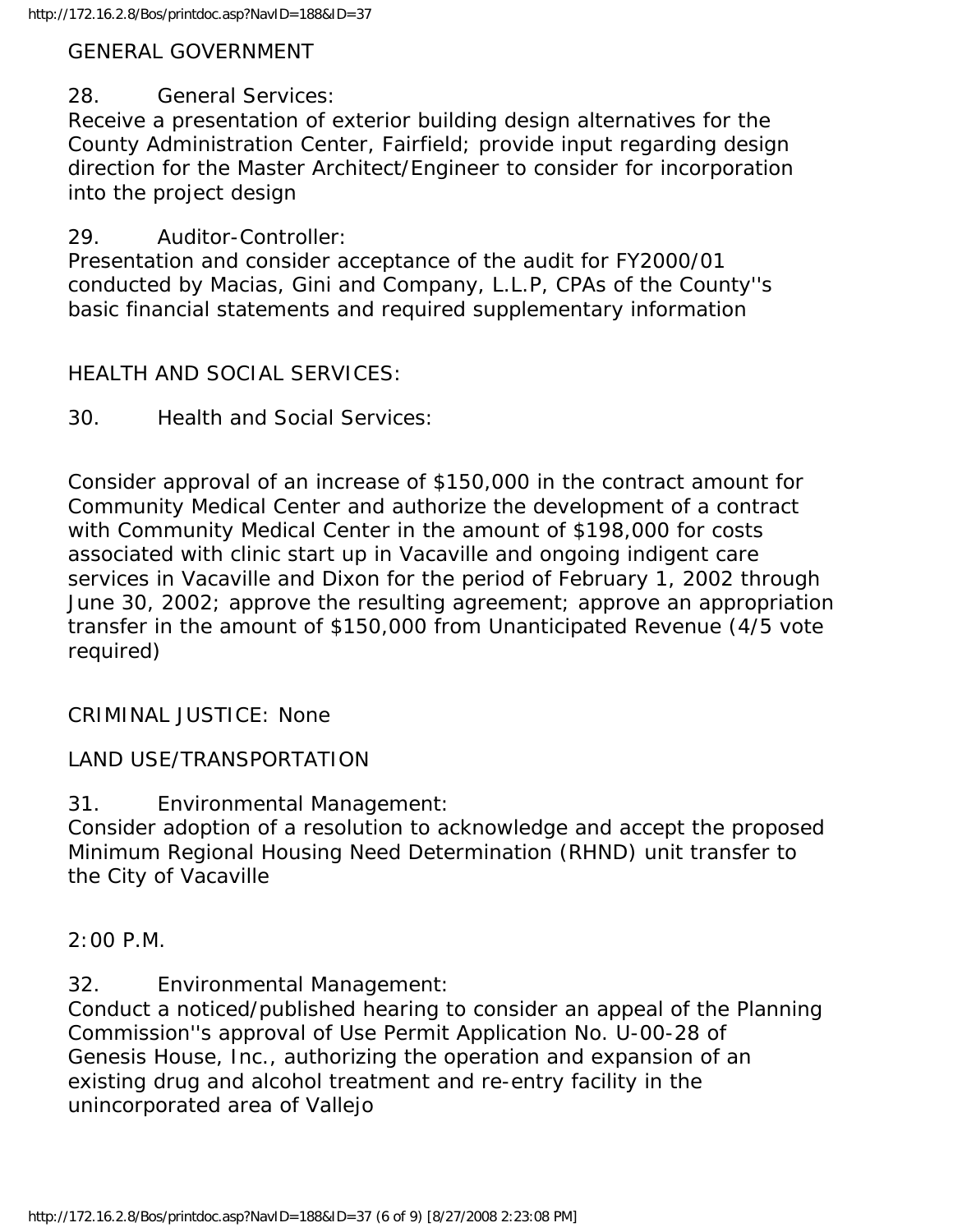GENERAL GOVERNMENT

28. General Services:
Receive a presentation of exterior building design alternatives for the County Administration Center, Fairfield; provide input regarding design direction for the Master Architect/Engineer to consider for incorporation into the project design

29. Auditor-Controller:
Presentation and consider acceptance of the audit for FY2000/01 conducted by Macias, Gini and Company, L.L.P, CPAs of the County''s basic financial statements and required supplementary information

HEALTH AND SOCIAL SERVICES:

30. Health and Social Services:

Consider approval of an increase of $150,000 in the contract amount for Community Medical Center and authorize the development of a contract with Community Medical Center in the amount of $198,000 for costs associated with clinic start up in Vacaville and ongoing indigent care services in Vacaville and Dixon for the period of February 1, 2002 through June 30, 2002; approve the resulting agreement; approve an appropriation transfer in the amount of $150,000 from Unanticipated Revenue (4/5 vote required)

CRIMINAL JUSTICE: None

LAND USE/TRANSPORTATION

31. Environmental Management:
Consider adoption of a resolution to acknowledge and accept the proposed Minimum Regional Housing Need Determination (RHND) unit transfer to the City of Vacaville

2:00 P.M.

32. Environmental Management:
Conduct a noticed/published hearing to consider an appeal of the Planning Commission''s approval of Use Permit Application No. U-00-28 of Genesis House, Inc., authorizing the operation and expansion of an existing drug and alcohol treatment and re-entry facility in the unincorporated area of Vallejo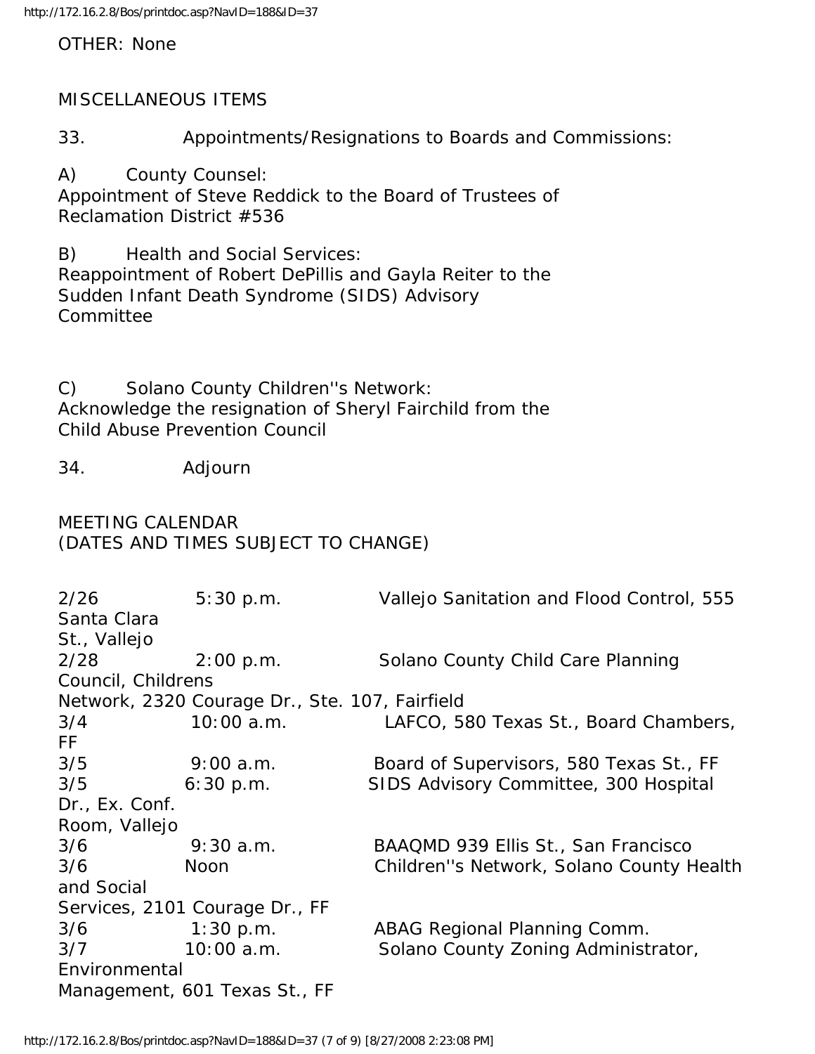OTHER: None

MISCELLANEOUS ITEMS

33. Appointments/Resignations to Boards and Commissions:

A) County Counsel:
Appointment of Steve Reddick to the Board of Trustees of Reclamation District #536

B) Health and Social Services:
Reappointment of Robert DePillis and Gayla Reiter to the Sudden Infant Death Syndrome (SIDS) Advisory Committee

C) Solano County Children''s Network:
Acknowledge the resignation of Sheryl Fairchild from the Child Abuse Prevention Council

34. Adjourn

MEETING CALENDAR
(DATES AND TIMES SUBJECT TO CHANGE)

| | | |
|---|---|---|
| 2/26 | 5:30 p.m. | Vallejo Sanitation and Flood Control, 555 Santa Clara St., Vallejo |
| 2/28 | 2:00 p.m. | Solano County Child Care Planning Council, Childrens Network, 2320 Courage Dr., Ste. 107, Fairfield |
| 3/4 | 10:00 a.m. | LAFCO, 580 Texas St., Board Chambers, FF |
| 3/5 | 9:00 a.m. | Board of Supervisors, 580 Texas St., FF |
| 3/5 | 6:30 p.m. | SIDS Advisory Committee, 300 Hospital Dr., Ex. Conf. Room, Vallejo |
| 3/6 | 9:30 a.m. | BAAQMD 939 Ellis St., San Francisco |
| 3/6 | Noon | Children''s Network, Solano County Health and Social Services, 2101 Courage Dr., FF |
| 3/6 | 1:30 p.m. | ABAG Regional Planning Comm. |
| 3/7 | 10:00 a.m. | Solano County Zoning Administrator, Environmental Management, 601 Texas St., FF |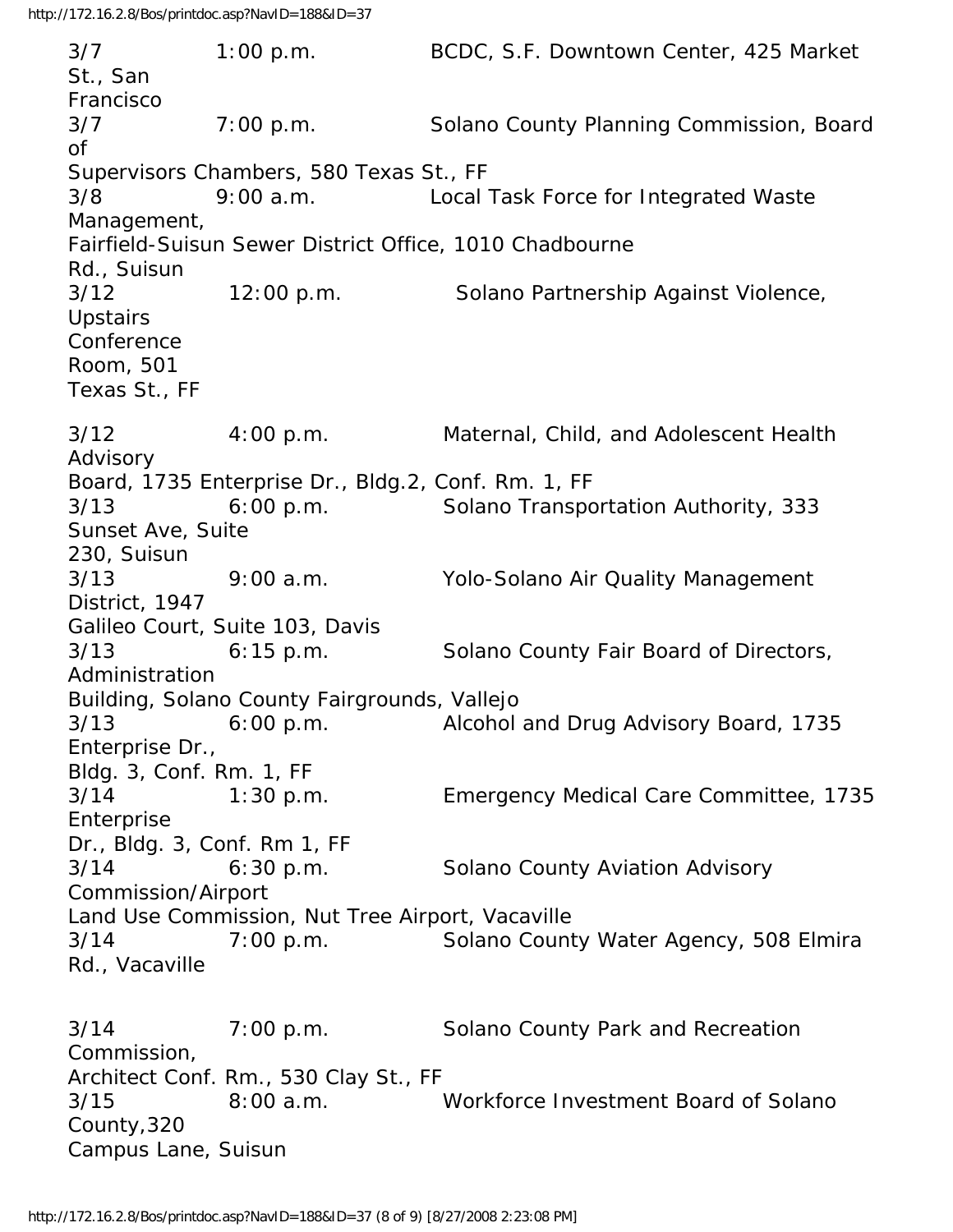3/7 1:00 p.m. BCDC, S.F. Downtown Center, 425 Market St., San Francisco

3/7 7:00 p.m. Solano County Planning Commission, Board of Supervisors Chambers, 580 Texas St., FF

3/8 9:00 a.m. Local Task Force for Integrated Waste Management, Fairfield-Suisun Sewer District Office, 1010 Chadbourne Rd., Suisun

3/12 12:00 p.m. Solano Partnership Against Violence, Upstairs Conference Room, 501 Texas St., FF

3/12 4:00 p.m. Maternal, Child, and Adolescent Health Advisory Board, 1735 Enterprise Dr., Bldg.2, Conf. Rm. 1, FF

3/13 6:00 p.m. Solano Transportation Authority, 333 Sunset Ave, Suite 230, Suisun

3/13 9:00 a.m. Yolo-Solano Air Quality Management District, 1947 Galileo Court, Suite 103, Davis

3/13 6:15 p.m. Solano County Fair Board of Directors, Administration Building, Solano County Fairgrounds, Vallejo

3/13 6:00 p.m. Alcohol and Drug Advisory Board, 1735 Enterprise Dr., Bldg. 3, Conf. Rm. 1, FF

3/14 1:30 p.m. Emergency Medical Care Committee, 1735 Enterprise Dr., Bldg. 3, Conf. Rm 1, FF

3/14 6:30 p.m. Solano County Aviation Advisory Commission/Airport Land Use Commission, Nut Tree Airport, Vacaville

3/14 7:00 p.m. Solano County Water Agency, 508 Elmira Rd., Vacaville

3/14 7:00 p.m. Solano County Park and Recreation Commission, Architect Conf. Rm., 530 Clay St., FF

3/15 8:00 a.m. Workforce Investment Board of Solano County,320 Campus Lane, Suisun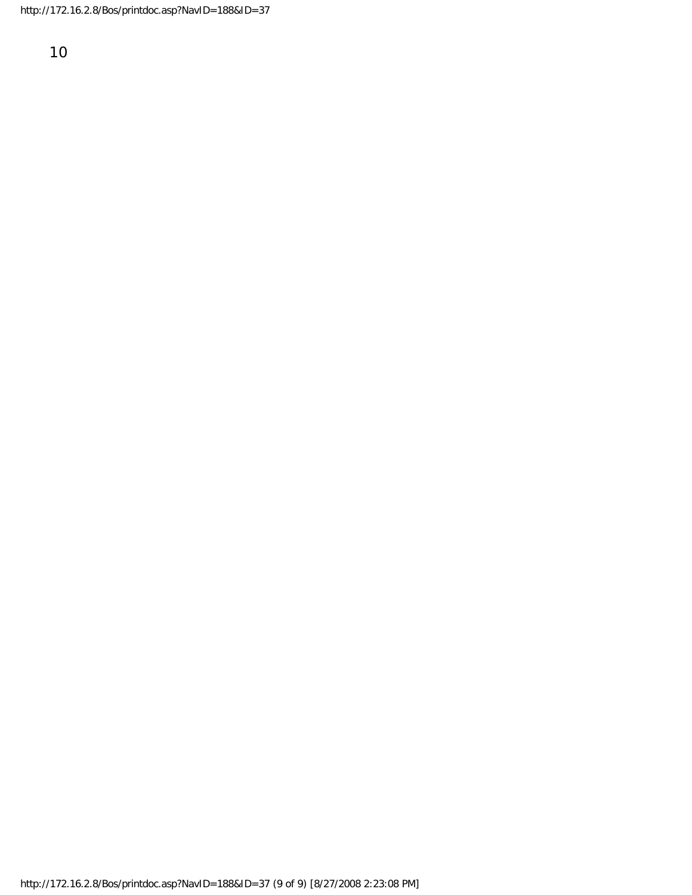10